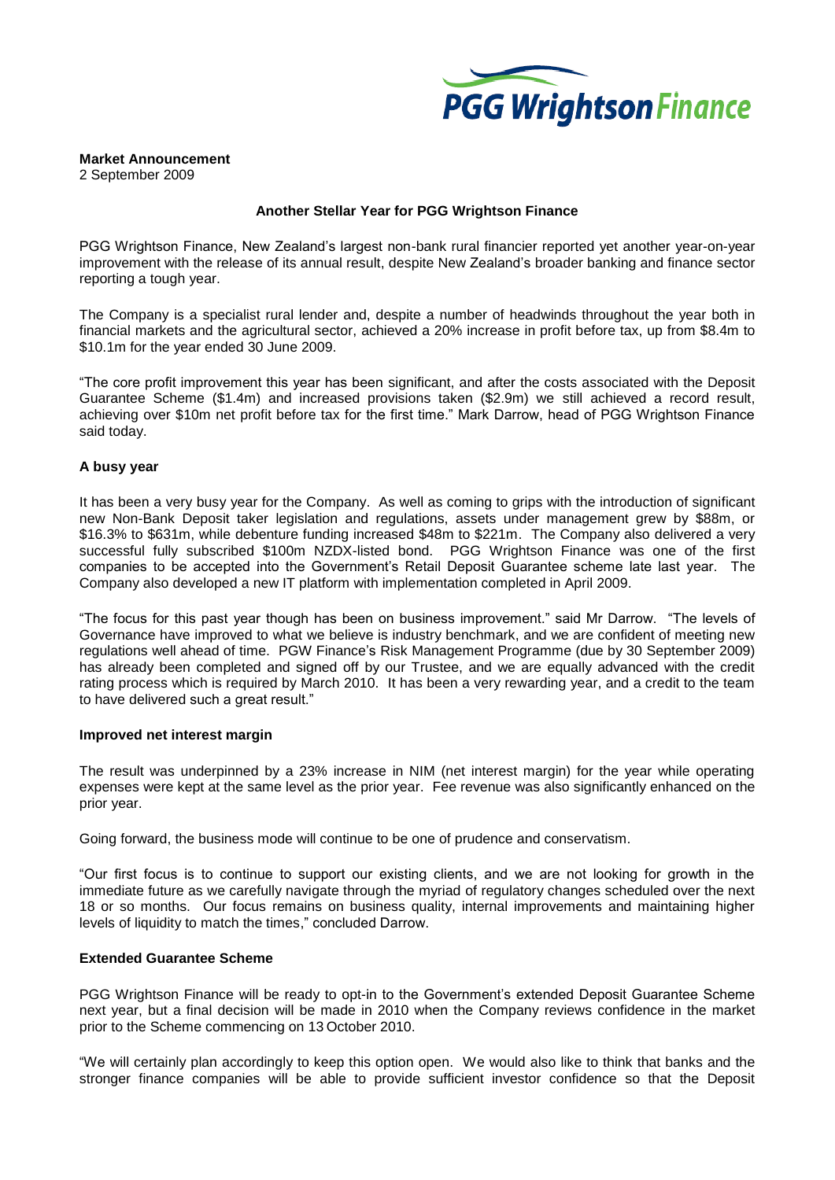**Market Announcement**
2 September 2009

**Another Stellar Year for PGG Wrightson Finance**

PGG Wrightson Finance, New Zealand's largest non-bank rural financier reported yet another year-on-year improvement with the release of its annual result, despite New Zealand's broader banking and finance sector reporting a tough year.

The Company is a specialist rural lender and, despite a number of headwinds throughout the year both in financial markets and the agricultural sector, achieved a 20% increase in profit before tax, up from \$8.4m to \$10.1m for the year ended 30 June 2009.

"The core profit improvement this year has been significant, and after the costs associated with the Deposit Guarantee Scheme (\$1.4m) and increased provisions taken (\$2.9m) we still achieved a record result, achieving over \$10m net profit before tax for the first time." Mark Darrow, head of PGG Wrightson Finance said today.

**A busy year**

It has been a very busy year for the Company. As well as coming to grips with the introduction of significant new Non-Bank Deposit taker legislation and regulations, assets under management grew by \$88m, or \$16.3% to \$631m, while debenture funding increased \$48m to \$221m. The Company also delivered a very successful fully subscribed \$100m NZDX-listed bond. PGG Wrightson Finance was one of the first companies to be accepted into the Government's Retail Deposit Guarantee scheme late last year. The Company also developed a new IT platform with implementation completed in April 2009.

"The focus for this past year though has been on business improvement." said Mr Darrow. "The levels of Governance have improved to what we believe is industry benchmark, and we are confident of meeting new regulations well ahead of time. PGW Finance's Risk Management Programme (due by 30 September 2009) has already been completed and signed off by our Trustee, and we are equally advanced with the credit rating process which is required by March 2010. It has been a very rewarding year, and a credit to the team to have delivered such a great result."

**Improved net interest margin**

The result was underpinned by a 23% increase in NIM (net interest margin) for the year while operating expenses were kept at the same level as the prior year. Fee revenue was also significantly enhanced on the prior year.

Going forward, the business mode will continue to be one of prudence and conservatism.

"Our first focus is to continue to support our existing clients, and we are not looking for growth in the immediate future as we carefully navigate through the myriad of regulatory changes scheduled over the next 18 or so months. Our focus remains on business quality, internal improvements and maintaining higher levels of liquidity to match the times," concluded Darrow.

**Extended Guarantee Scheme**

PGG Wrightson Finance will be ready to opt-in to the Government's extended Deposit Guarantee Scheme next year, but a final decision will be made in 2010 when the Company reviews confidence in the market prior to the Scheme commencing on 13 October 2010.

"We will certainly plan accordingly to keep this option open. We would also like to think that banks and the stronger finance companies will be able to provide sufficient investor confidence so that the Deposit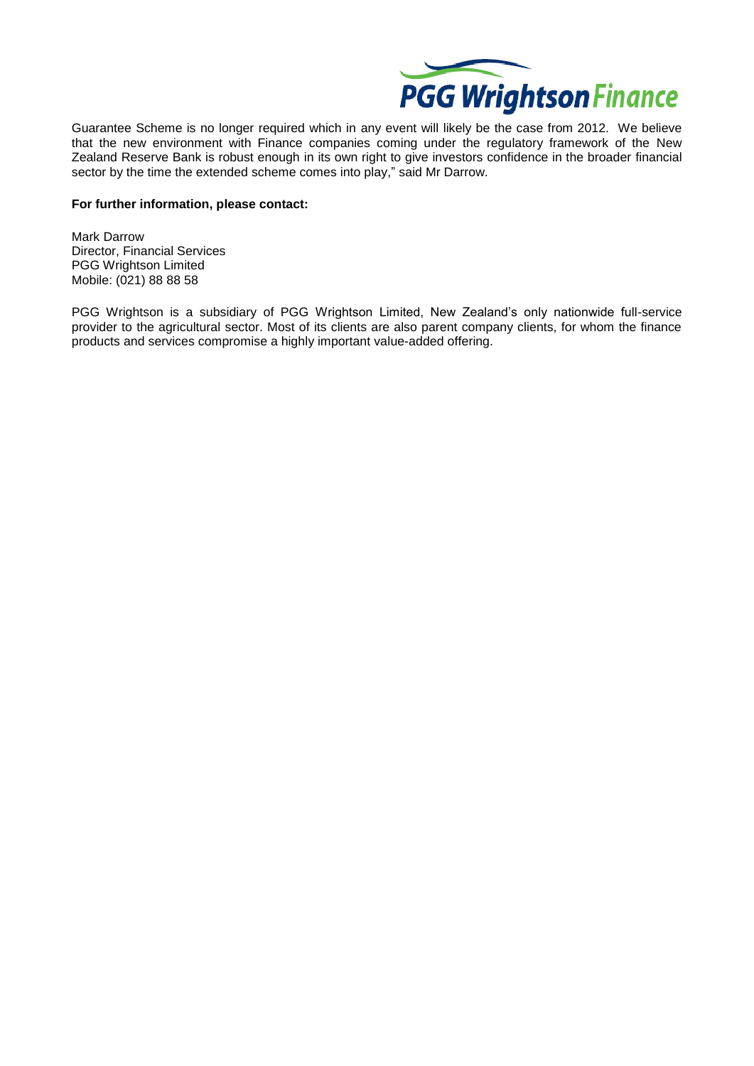Guarantee Scheme is no longer required which in any event will likely be the case from 2012. We believe that the new environment with Finance companies coming under the regulatory framework of the New Zealand Reserve Bank is robust enough in its own right to give investors confidence in the broader financial sector by the time the extended scheme comes into play," said Mr Darrow.

**For further information, please contact:**

Mark Darrow
Director, Financial Services
PGG Wrightson Limited
Mobile: (021) 88 88 58

PGG Wrightson is a subsidiary of PGG Wrightson Limited, New Zealand's only nationwide full-service provider to the agricultural sector. Most of its clients are also parent company clients, for whom the finance products and services compromise a highly important value-added offering.